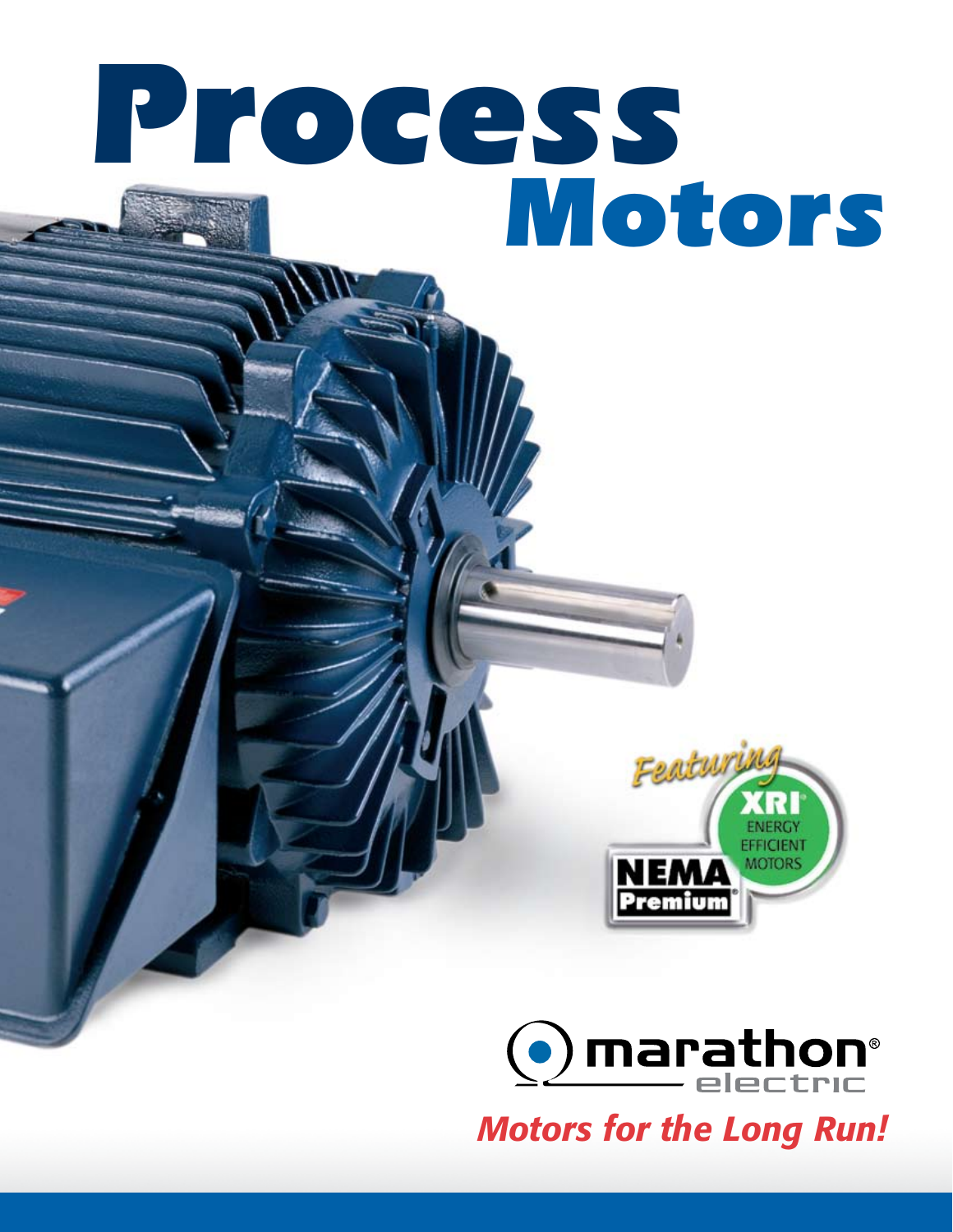# Process
# Motors

*Featuring*

XRI® ENERGY EFFICIENT MOTORS

NEMA Premium®

marathon® electric

*Motors for the Long Run!*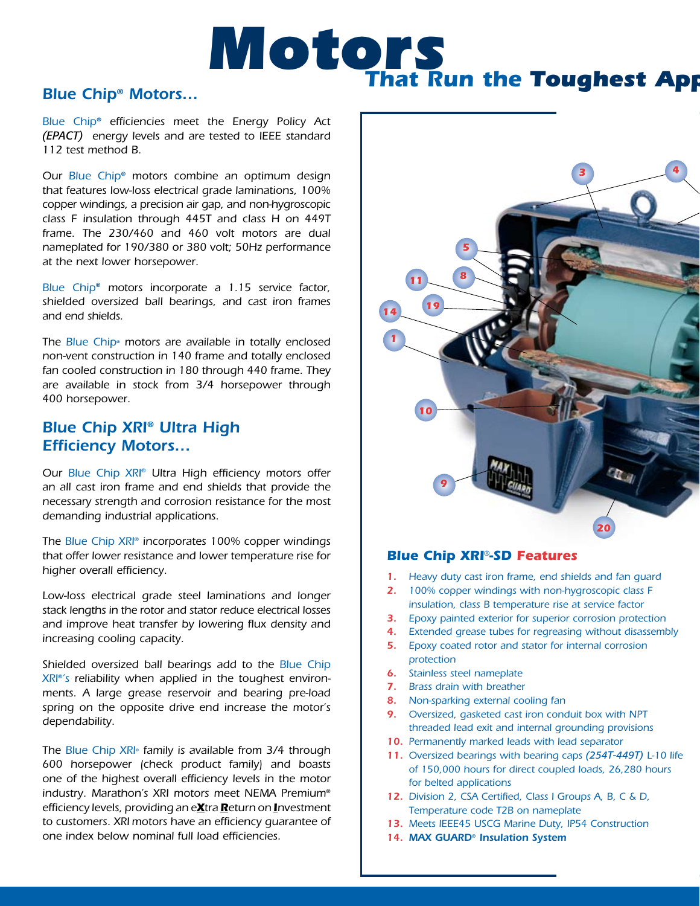# Motors

## That Run the Toughest App

## Blue Chip® Motors...

Blue Chip® efficiencies meet the Energy Policy Act *(EPACT)* energy levels and are tested to IEEE standard 112 test method B.

Our Blue Chip® motors combine an optimum design that features low-loss electrical grade laminations, 100% copper windings, a precision air gap, and non-hygroscopic class F insulation through 445T and class H on 449T frame. The 230/460 and 460 volt motors are dual nameplated for 190/380 or 380 volt; 50Hz performance at the next lower horsepower.

Blue Chip® motors incorporate a 1.15 service factor, shielded oversized ball bearings, and cast iron frames and end shields.

The Blue Chip® motors are available in totally enclosed non-vent construction in 140 frame and totally enclosed fan cooled construction in 180 through 440 frame. They are available in stock from 3/4 horsepower through 400 horsepower.

## Blue Chip XRI® Ultra High Efficiency Motors...

Our Blue Chip XRI® Ultra High efficiency motors offer an all cast iron frame and end shields that provide the necessary strength and corrosion resistance for the most demanding industrial applications.

The Blue Chip XRI® incorporates 100% copper windings that offer lower resistance and lower temperature rise for higher overall efficiency.

Low-loss electrical grade steel laminations and longer stack lengths in the rotor and stator reduce electrical losses and improve heat transfer by lowering flux density and increasing cooling capacity.

Shielded oversized ball bearings add to the Blue Chip XRI®'s reliability when applied in the toughest environments. A large grease reservoir and bearing pre-load spring on the opposite drive end increase the motor's dependability.

The Blue Chip XRI® family is available from 3/4 through 600 horsepower (check product family) and boasts one of the highest overall efficiency levels in the motor industry. Marathon's XRI motors meet NEMA Premium® efficiency levels, providing an e**X**tra **R**eturn on **I**nvestment to customers. XRI motors have an efficiency guarantee of one index below nominal full load efficiencies.

3 4 5 8 11 19 14 1 10 9 20

### Blue Chip XRI®-SD Features

1. Heavy duty cast iron frame, end shields and fan guard
2. 100% copper windings with non-hygroscopic class F insulation, class B temperature rise at service factor
3. Epoxy painted exterior for superior corrosion protection
4. Extended grease tubes for regreasing without disassembly
5. Epoxy coated rotor and stator for internal corrosion protection
6. Stainless steel nameplate
7. Brass drain with breather
8. Non-sparking external cooling fan
9. Oversized, gasketed cast iron conduit box with NPT threaded lead exit and internal grounding provisions
10. Permanently marked leads with lead separator
11. Oversized bearings with bearing caps *(254T-449T)* L-10 life of 150,000 hours for direct coupled loads, 26,280 hours for belted applications
12. Division 2, CSA Certified, Class I Groups A, B, C & D, Temperature code T2B on nameplate
13. Meets IEEE45 USCG Marine Duty, IP54 Construction
14. **MAX GUARD® Insulation System**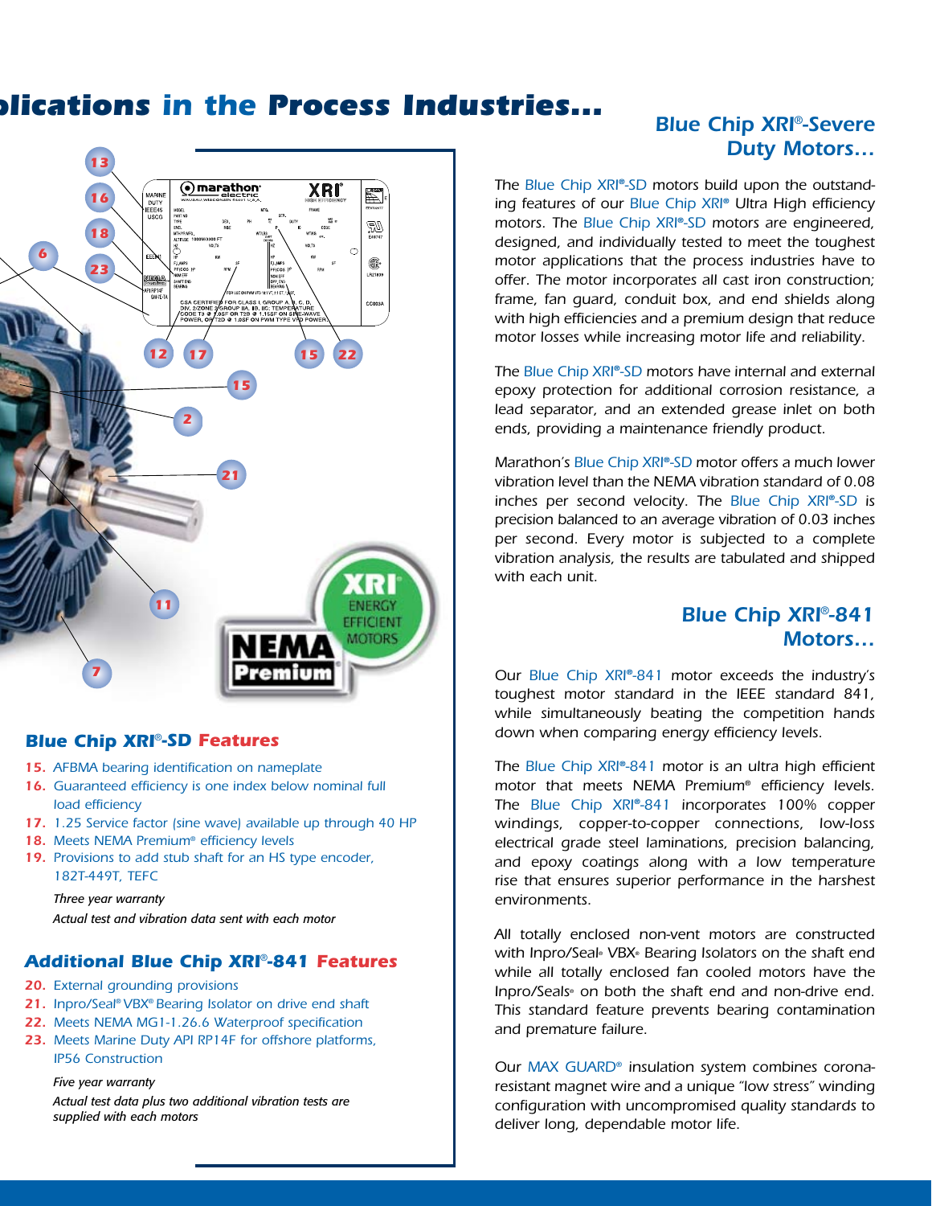# ...plications in the Process Industries...

### Blue Chip XRI®-SD Features

15. AFBMA bearing identification on nameplate
16. Guaranteed efficiency is one index below nominal full load efficiency
17. 1.25 Service factor (sine wave) available up through 40 HP
18. Meets NEMA Premium® efficiency levels
19. Provisions to add stub shaft for an HS type encoder, 182T-449T, TEFC

*Three year warranty*

*Actual test and vibration data sent with each motor*

### Additional Blue Chip XRI®-841 Features

20. External grounding provisions
21. Inpro/Seal® VBX® Bearing Isolator on drive end shaft
22. Meets NEMA MG1-1.26.6 Waterproof specification
23. Meets Marine Duty API RP14F for offshore platforms, IP56 Construction

*Five year warranty*

*Actual test data plus two additional vibration tests are supplied with each motors*

## Blue Chip XRI®-Severe Duty Motors...

The Blue Chip XRI®-SD motors build upon the outstanding features of our Blue Chip XRI® Ultra High efficiency motors. The Blue Chip XRI®-SD motors are engineered, designed, and individually tested to meet the toughest motor applications that the process industries have to offer. The motor incorporates all cast iron construction; frame, fan guard, conduit box, and end shields along with high efficiencies and a premium design that reduce motor losses while increasing motor life and reliability.

The Blue Chip XRI®-SD motors have internal and external epoxy protection for additional corrosion resistance, a lead separator, and an extended grease inlet on both ends, providing a maintenance friendly product.

Marathon's Blue Chip XRI®-SD motor offers a much lower vibration level than the NEMA vibration standard of 0.08 inches per second velocity. The Blue Chip XRI®-SD is precision balanced to an average vibration of 0.03 inches per second. Every motor is subjected to a complete vibration analysis, the results are tabulated and shipped with each unit.

## Blue Chip XRI®-841 Motors...

Our Blue Chip XRI®-841 motor exceeds the industry's toughest motor standard in the IEEE standard 841, while simultaneously beating the competition hands down when comparing energy efficiency levels.

The Blue Chip XRI®-841 motor is an ultra high efficient motor that meets NEMA Premium® efficiency levels. The Blue Chip XRI®-841 incorporates 100% copper windings, copper-to-copper connections, low-loss electrical grade steel laminations, precision balancing, and epoxy coatings along with a low temperature rise that ensures superior performance in the harshest environments.

All totally enclosed non-vent motors are constructed with Inpro/Seal® VBX® Bearing Isolators on the shaft end while all totally enclosed fan cooled motors have the Inpro/Seals® on both the shaft end and non-drive end. This standard feature prevents bearing contamination and premature failure.

Our MAX GUARD® insulation system combines corona-resistant magnet wire and a unique "low stress" winding configuration with uncompromised quality standards to deliver long, dependable motor life.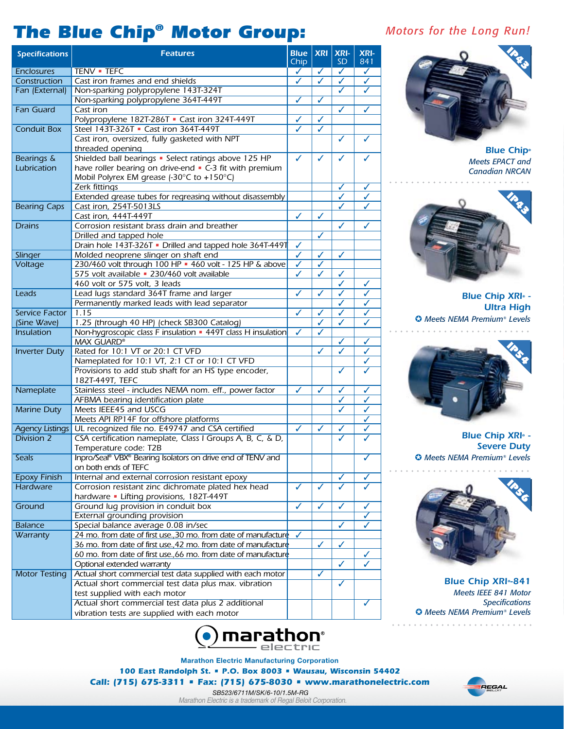# The Blue Chip® Motor Group:

*Motors for the Long Run!*

| Specifications | Features | Blue Chip | XRI | XRI-SD | XRI-841 |
|---|---|---|---|---|---|
| Enclosures | TENV ▪ TEFC | ✓ | ✓ | ✓ | ✓ |
| Construction | Cast iron frames and end shields | ✓ | ✓ | ✓ | ✓ |
| Fan (External) | Non-sparking polypropylene 143T-324T | | | ✓ | ✓ |
| | Non-sparking polypropylene 364T-449T | ✓ | ✓ | | |
| Fan Guard | Cast iron | | | ✓ | ✓ |
| | Polypropylene 182T-286T ▪ Cast iron 324T-449T | ✓ | ✓ | | |
| Conduit Box | Steel 143T-326T ▪ Cast iron 364T-449T | ✓ | ✓ | | |
| | Cast iron, oversized, fully gasketed with NPT threaded opening | | | ✓ | ✓ |
| Bearings & Lubrication | Shielded ball bearings ▪ Select ratings above 125 HP have roller bearing on drive-end ▪ C-3 fit with premium Mobil Polyrex EM grease (-30°C to +150°C) | ✓ | ✓ | ✓ | ✓ |
| | Zerk fittings | | | ✓ | ✓ |
| | Extended grease tubes for regreasing without disassembly | | | ✓ | ✓ |
| Bearing Caps | Cast iron, 254T-5013LS | | | ✓ | ✓ |
| | Cast iron, 444T-449T | ✓ | ✓ | | |
| Drains | Corrosion resistant brass drain and breather | | | ✓ | ✓ |
| | Drilled and tapped hole | | ✓ | | |
| | Drain hole 143T-326T ▪ Drilled and tapped hole 364T-449T | ✓ | | | |
| Slinger | Molded neoprene slinger on shaft end | ✓ | ✓ | ✓ | |
| Voltage | 230/460 volt through 100 HP ▪ 460 volt - 125 HP & above | ✓ | ✓ | | |
| | 575 volt available ▪ 230/460 volt available | ✓ | ✓ | ✓ | |
| | 460 volt or 575 volt, 3 leads | | | ✓ | ✓ |
| Leads | Lead lugs standard 364T frame and larger | ✓ | ✓ | ✓ | ✓ |
| | Permanently marked leads with lead separator | | | ✓ | ✓ |
| Service Factor (Sine Wave) | 1.15 | ✓ | ✓ | ✓ | ✓ |
| | 1.25 (through 40 HP) (check SB300 Catalog) | | ✓ | ✓ | ✓ |
| Insulation | Non-hygroscopic class F insulation ▪ 449T class H insulation | ✓ | ✓ | | |
| | MAX GUARD® | | | ✓ | ✓ |
| Inverter Duty | Rated for 10:1 VT or 20:1 CT VFD | | ✓ | ✓ | ✓ |
| | Nameplated for 10:1 VT, 2:1 CT or 10:1 CT VFD | | | | ✓ |
| | Provisions to add stub shaft for an HS type encoder, 182T-449T, TEFC | | | ✓ | ✓ |
| Nameplate | Stainless steel - includes NEMA nom. eff., power factor | ✓ | ✓ | ✓ | ✓ |
| | AFBMA bearing identification plate | | | ✓ | ✓ |
| Marine Duty | Meets IEEE45 and USCG | | | ✓ | ✓ |
| | Meets API RP14F for offshore platforms | | | | ✓ |
| Agency Listings | UL recognized file no. E49747 and CSA certified | ✓ | ✓ | ✓ | ✓ |
| Division 2 | CSA certification nameplate, Class I Groups A, B, C, & D, Temperature code: T2B | | | ✓ | ✓ |
| Seals | Inpro/Seal® VBX® Bearing Isolators on drive end of TENV and on both ends of TEFC | | | | ✓ |
| Epoxy Finish | Internal and external corrosion resistant epoxy | | | ✓ | ✓ |
| Hardware | Corrosion resistant zinc dichromate plated hex head hardware ▪ Lifting provisions, 182T-449T | ✓ | ✓ | ✓ | ✓ |
| Ground | Ground lug provision in conduit box | ✓ | ✓ | ✓ | ✓ |
| | External grounding provision | | | | ✓ |
| Balance | Special balance average 0.08 in/sec | | | ✓ | ✓ |
| Warranty | 24 mo. from date of first use., 30 mo. from date of manufacture | ✓ | | | |
| | 36 mo. from date of first use., 42 mo. from date of manufacture | | ✓ | ✓ | |
| | 60 mo. from date of first use., 66 mo. from date of manufacture | | | | ✓ |
| | Optional extended warranty | | | ✓ | ✓ |
| Motor Testing | Actual short commercial test data supplied with each motor | | ✓ | | |
| | Actual short commercial test data plus max. vibration test supplied with each motor | | | ✓ | |
| | Actual short commercial test data plus 2 additional vibration tests are supplied with each motor | | | | ✓ |

IP43

**Blue Chip®**
*Meets EPACT and Canadian NRCAN*

IP43

**Blue Chip XRI® - Ultra High**
*Meets NEMA Premium® Levels*

IP54

**Blue Chip XRI® - Severe Duty**
*Meets NEMA Premium® Levels*

IP56

**Blue Chip XRI®-841**
*Meets IEEE 841 Motor Specifications*
*Meets NEMA Premium® Levels*

marathon® electric

**Marathon Electric Manufacturing Corporation**
**100 East Randolph St. ▪ P.O. Box 8003 ▪ Wausau, Wisconsin 54402**
**Call: (715) 675-3311 ▪ Fax: (715) 675-8030 ▪ www.marathonelectric.com**

SB523/6711M/SK/6-10/1.5M-RG
*Marathon Electric is a trademark of Regal Beloit Corporation.*

REGAL BELOIT